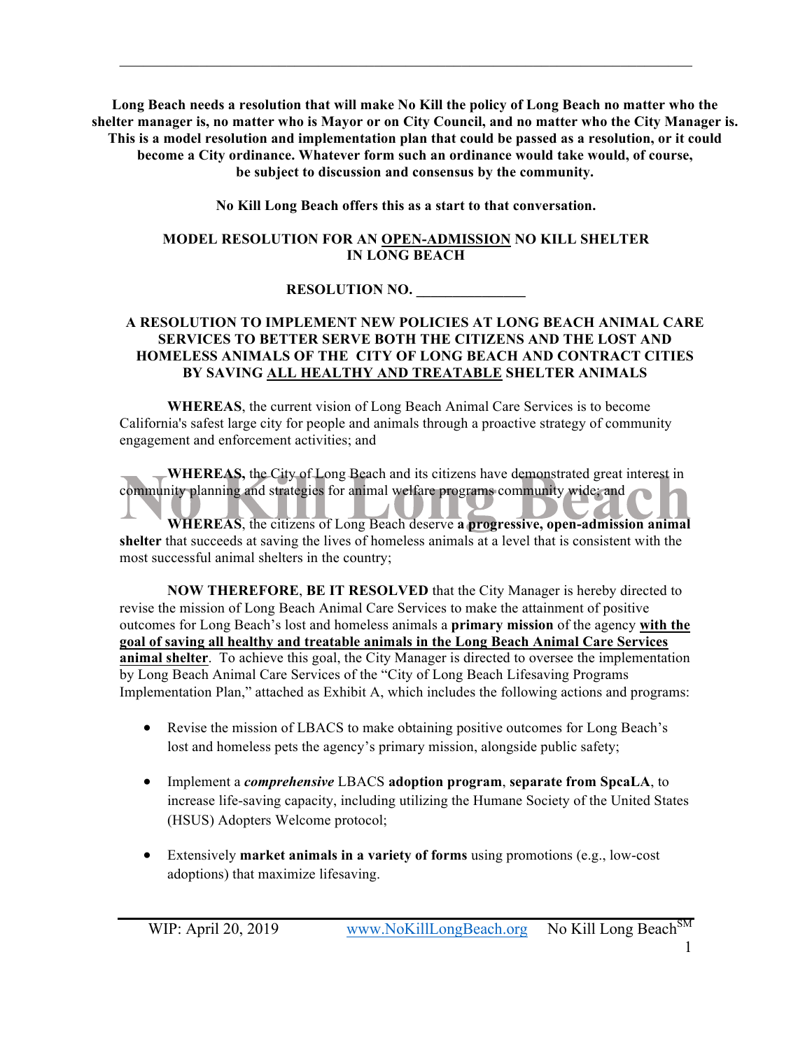**Long Beach needs a resolution that will make No Kill the policy of Long Beach no matter who the shelter manager is, no matter who is Mayor or on City Council, and no matter who the City Manager is. This is a model resolution and implementation plan that could be passed as a resolution, or it could become a City ordinance. Whatever form such an ordinance would take would, of course, be subject to discussion and consensus by the community.**

**No Kill Long Beach offers this as a start to that conversation.**

## MODEL RESOLUTION FOR AN <u>OPEN-ADMISSION</u> NO KILL SHELTER IN LONG BEACH

### RESOLUTION NO. _______________

### A RESOLUTION TO IMPLEMENT NEW POLICIES AT LONG BEACH ANIMAL CARE SERVICES TO BETTER SERVE BOTH THE CITIZENS AND THE LOST AND HOMELESS ANIMALS OF THE CITY OF LONG BEACH AND CONTRACT CITIES BY SAVING <u>ALL HEALTHY AND TREATABLE</u> SHELTER ANIMALS

**WHEREAS**, the current vision of Long Beach Animal Care Services is to become California's safest large city for people and animals through a proactive strategy of community engagement and enforcement activities; and

**WHEREAS,** the City of Long Beach and its citizens have demonstrated great interest in community planning and strategies for animal welfare programs community wide; and

**WHEREAS**, the citizens of Long Beach deserve **a progressive, open-admission animal shelter** that succeeds at saving the lives of homeless animals at a level that is consistent with the most successful animal shelters in the country;

**NOW THEREFORE**, **BE IT RESOLVED** that the City Manager is hereby directed to revise the mission of Long Beach Animal Care Services to make the attainment of positive outcomes for Long Beach's lost and homeless animals a **primary mission** of the agency **<u>with the goal of saving all healthy and treatable animals in the Long Beach Animal Care Services animal shelter</u>**. To achieve this goal, the City Manager is directed to oversee the implementation by Long Beach Animal Care Services of the "City of Long Beach Lifesaving Programs Implementation Plan," attached as Exhibit A, which includes the following actions and programs:

- Revise the mission of LBACS to make obtaining positive outcomes for Long Beach's lost and homeless pets the agency's primary mission, alongside public safety;
- Implement a ***comprehensive*** LBACS **adoption program**, **separate from SpcaLA**, to increase life-saving capacity, including utilizing the Humane Society of the United States (HSUS) Adopters Welcome protocol;
- Extensively **market animals in a variety of forms** using promotions (e.g., low-cost adoptions) that maximize lifesaving.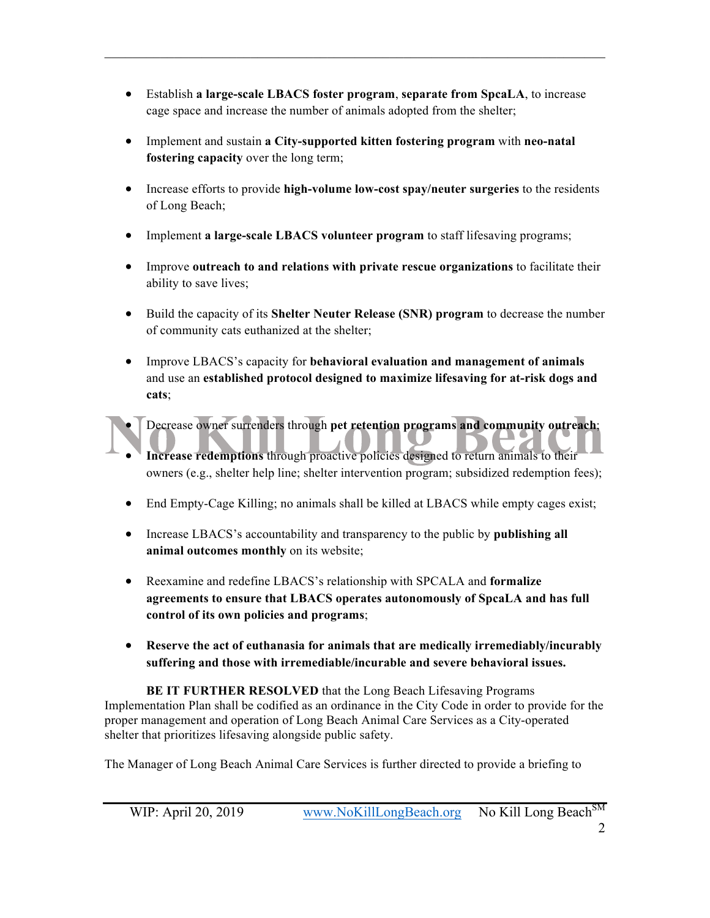- Establish **a large-scale LBACS foster program**, **separate from SpcaLA**, to increase cage space and increase the number of animals adopted from the shelter;

- Implement and sustain **a City-supported kitten fostering program** with **neo-natal fostering capacity** over the long term;

- Increase efforts to provide **high-volume low-cost spay/neuter surgeries** to the residents of Long Beach;

- Implement **a large-scale LBACS volunteer program** to staff lifesaving programs;

- Improve **outreach to and relations with private rescue organizations** to facilitate their ability to save lives;

- Build the capacity of its **Shelter Neuter Release (SNR) program** to decrease the number of community cats euthanized at the shelter;

- Improve LBACS's capacity for **behavioral evaluation and management of animals** and use an **established protocol designed to maximize lifesaving for at-risk dogs and cats**;

- Decrease owner surrenders through **pet retention programs and community outreach**;

- **Increase redemptions** through proactive policies designed to return animals to their owners (e.g., shelter help line; shelter intervention program; subsidized redemption fees);

- End Empty-Cage Killing; no animals shall be killed at LBACS while empty cages exist;

- Increase LBACS's accountability and transparency to the public by **publishing all animal outcomes monthly** on its website;

- Reexamine and redefine LBACS's relationship with SPCALA and **formalize agreements to ensure that LBACS operates autonomously of SpcaLA and has full control of its own policies and programs**;

- **Reserve the act of euthanasia for animals that are medically irremediably/incurably suffering and those with irremediable/incurable and severe behavioral issues.**

**BE IT FURTHER RESOLVED** that the Long Beach Lifesaving Programs Implementation Plan shall be codified as an ordinance in the City Code in order to provide for the proper management and operation of Long Beach Animal Care Services as a City-operated shelter that prioritizes lifesaving alongside public safety.

The Manager of Long Beach Animal Care Services is further directed to provide a briefing to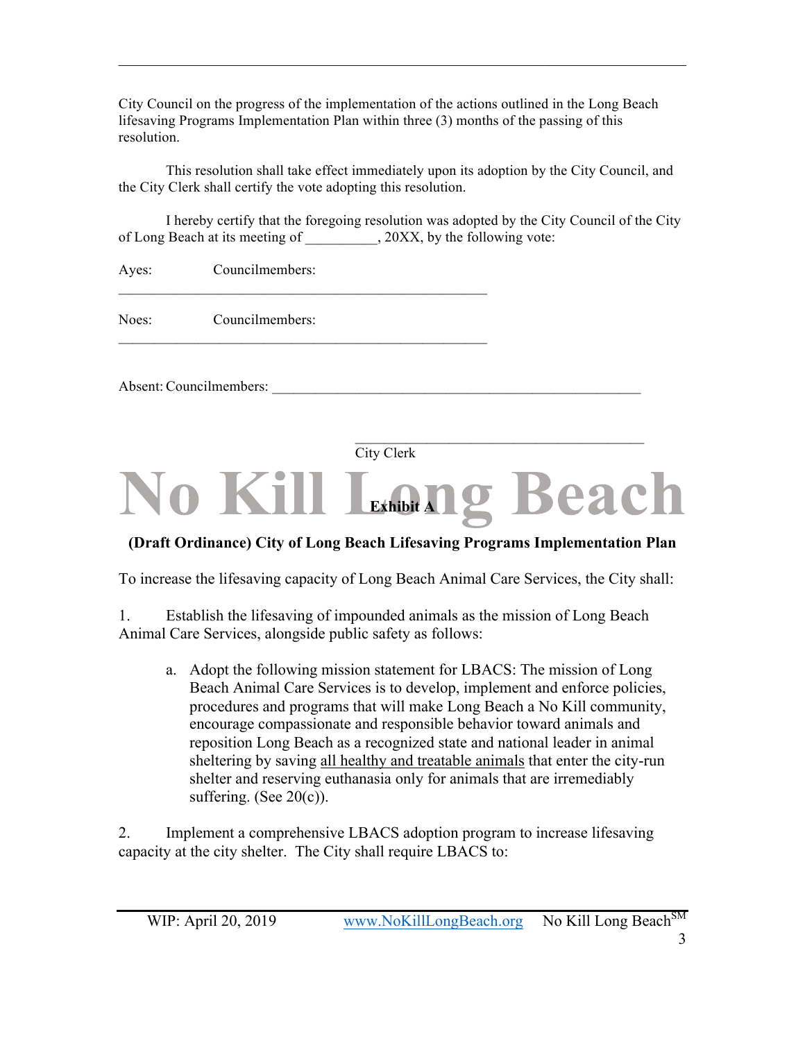City Council on the progress of the implementation of the actions outlined in the Long Beach lifesaving Programs Implementation Plan within three (3) months of the passing of this resolution.

This resolution shall take effect immediately upon its adoption by the City Council, and the City Clerk shall certify the vote adopting this resolution.

I hereby certify that the foregoing resolution was adopted by the City Council of the City of Long Beach at its meeting of __________, 20XX, by the following vote:

Ayes: Councilmembers:
_____________________________________________________

Noes: Councilmembers:
_____________________________________________________

Absent: Councilmembers: _____________________________________________________

_________________________________________
City Clerk

No Kill Long Beach

**Exhibit A**

**(Draft Ordinance) City of Long Beach Lifesaving Programs Implementation Plan**

To increase the lifesaving capacity of Long Beach Animal Care Services, the City shall:

1. Establish the lifesaving of impounded animals as the mission of Long Beach Animal Care Services, alongside public safety as follows:

   a. Adopt the following mission statement for LBACS: The mission of Long Beach Animal Care Services is to develop, implement and enforce policies, procedures and programs that will make Long Beach a No Kill community, encourage compassionate and responsible behavior toward animals and reposition Long Beach as a recognized state and national leader in animal sheltering by saving <u>all healthy and treatable animals</u> that enter the city-run shelter and reserving euthanasia only for animals that are irremediably suffering. (See 20(c)).

2. Implement a comprehensive LBACS adoption program to increase lifesaving capacity at the city shelter. The City shall require LBACS to: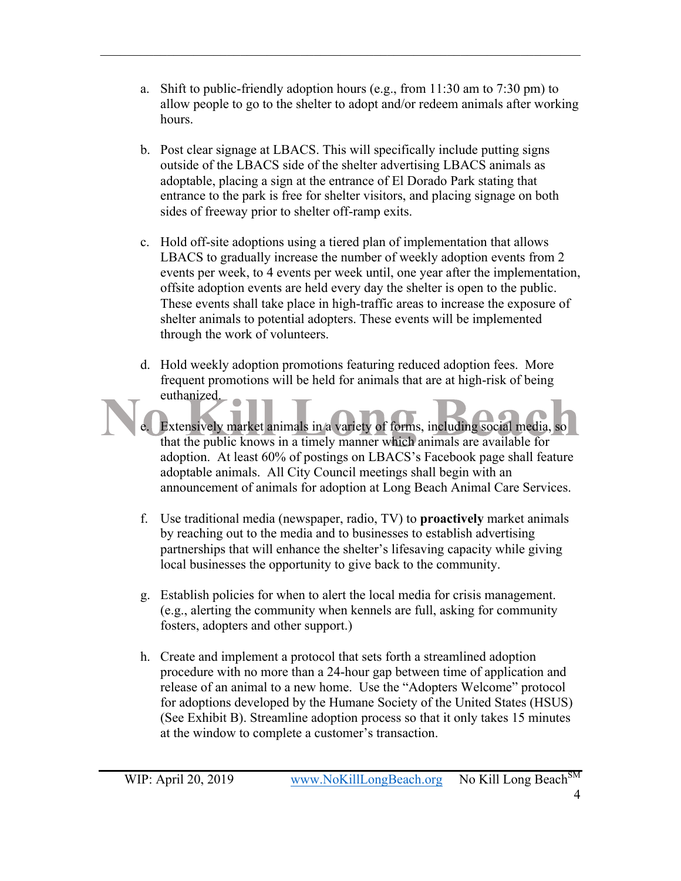a. Shift to public-friendly adoption hours (e.g., from 11:30 am to 7:30 pm) to allow people to go to the shelter to adopt and/or redeem animals after working hours.

b. Post clear signage at LBACS. This will specifically include putting signs outside of the LBACS side of the shelter advertising LBACS animals as adoptable, placing a sign at the entrance of El Dorado Park stating that entrance to the park is free for shelter visitors, and placing signage on both sides of freeway prior to shelter off-ramp exits.

c. Hold off-site adoptions using a tiered plan of implementation that allows LBACS to gradually increase the number of weekly adoption events from 2 events per week, to 4 events per week until, one year after the implementation, offsite adoption events are held every day the shelter is open to the public. These events shall take place in high-traffic areas to increase the exposure of shelter animals to potential adopters. These events will be implemented through the work of volunteers.

d. Hold weekly adoption promotions featuring reduced adoption fees. More frequent promotions will be held for animals that are at high-risk of being euthanized.

e. Extensively market animals in a variety of forms, including social media, so that the public knows in a timely manner which animals are available for adoption. At least 60% of postings on LBACS's Facebook page shall feature adoptable animals. All City Council meetings shall begin with an announcement of animals for adoption at Long Beach Animal Care Services.

f. Use traditional media (newspaper, radio, TV) to **proactively** market animals by reaching out to the media and to businesses to establish advertising partnerships that will enhance the shelter's lifesaving capacity while giving local businesses the opportunity to give back to the community.

g. Establish policies for when to alert the local media for crisis management. (e.g., alerting the community when kennels are full, asking for community fosters, adopters and other support.)

h. Create and implement a protocol that sets forth a streamlined adoption procedure with no more than a 24-hour gap between time of application and release of an animal to a new home. Use the "Adopters Welcome" protocol for adoptions developed by the Humane Society of the United States (HSUS) (See Exhibit B). Streamline adoption process so that it only takes 15 minutes at the window to complete a customer's transaction.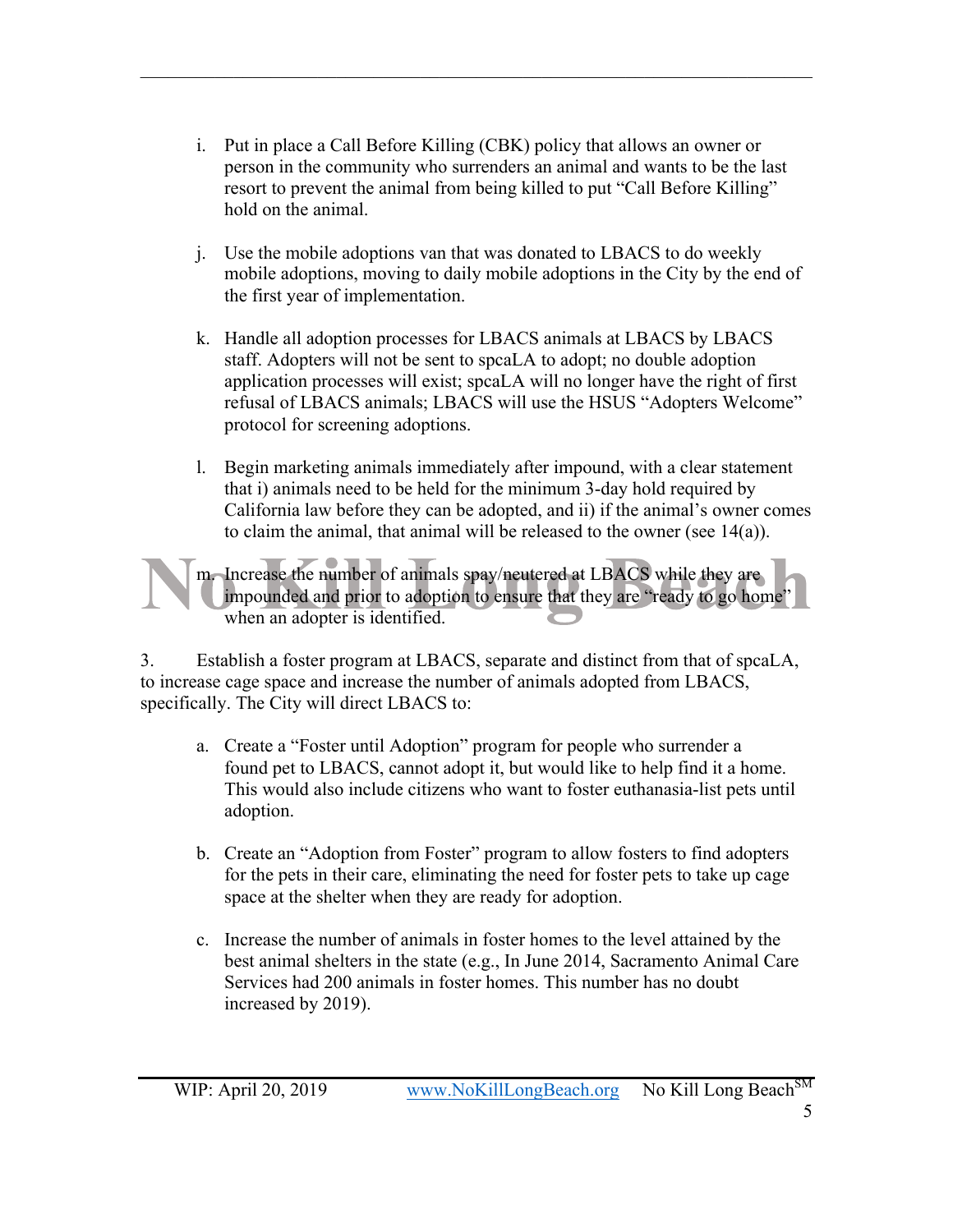i. Put in place a Call Before Killing (CBK) policy that allows an owner or person in the community who surrenders an animal and wants to be the last resort to prevent the animal from being killed to put "Call Before Killing" hold on the animal.

j. Use the mobile adoptions van that was donated to LBACS to do weekly mobile adoptions, moving to daily mobile adoptions in the City by the end of the first year of implementation.

k. Handle all adoption processes for LBACS animals at LBACS by LBACS staff. Adopters will not be sent to spcaLA to adopt; no double adoption application processes will exist; spcaLA will no longer have the right of first refusal of LBACS animals; LBACS will use the HSUS "Adopters Welcome" protocol for screening adoptions.

l. Begin marketing animals immediately after impound, with a clear statement that i) animals need to be held for the minimum 3-day hold required by California law before they can be adopted, and ii) if the animal's owner comes to claim the animal, that animal will be released to the owner (see 14(a)).

m. Increase the number of animals spay/neutered at LBACS while they are impounded and prior to adoption to ensure that they are "ready to go home" when an adopter is identified.

3. Establish a foster program at LBACS, separate and distinct from that of spcaLA, to increase cage space and increase the number of animals adopted from LBACS, specifically. The City will direct LBACS to:

a. Create a "Foster until Adoption" program for people who surrender a found pet to LBACS, cannot adopt it, but would like to help find it a home. This would also include citizens who want to foster euthanasia-list pets until adoption.

b. Create an "Adoption from Foster" program to allow fosters to find adopters for the pets in their care, eliminating the need for foster pets to take up cage space at the shelter when they are ready for adoption.

c. Increase the number of animals in foster homes to the level attained by the best animal shelters in the state (e.g., In June 2014, Sacramento Animal Care Services had 200 animals in foster homes. This number has no doubt increased by 2019).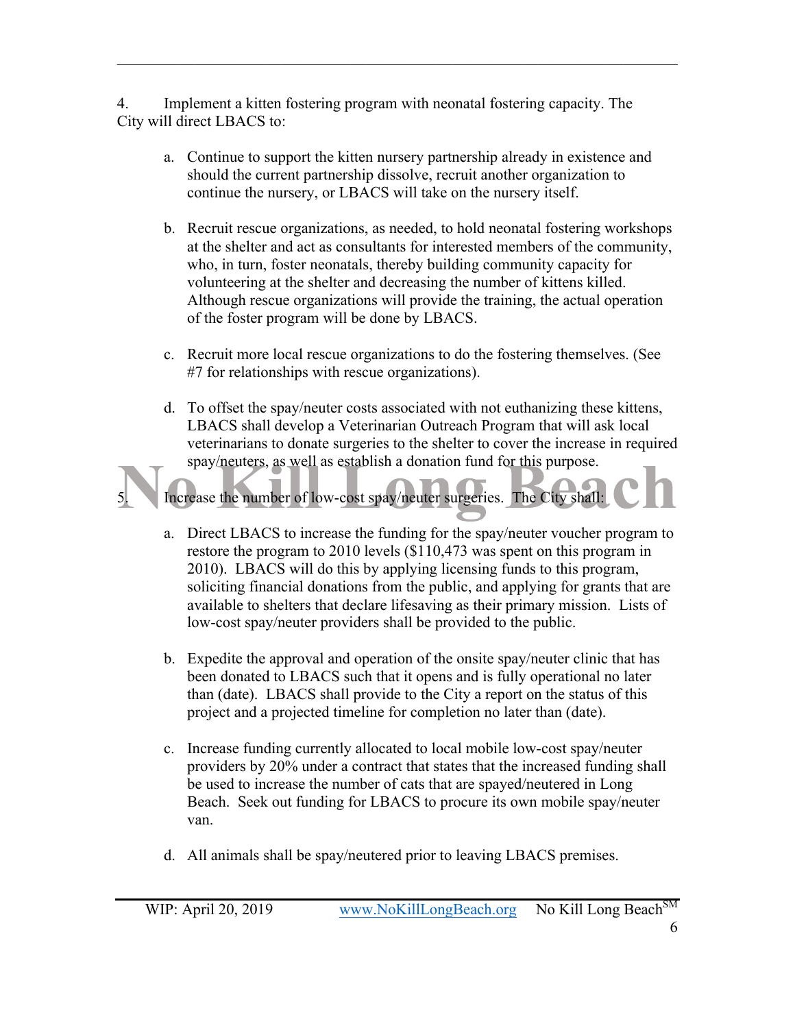4. Implement a kitten fostering program with neonatal fostering capacity. The City will direct LBACS to:

   a. Continue to support the kitten nursery partnership already in existence and should the current partnership dissolve, recruit another organization to continue the nursery, or LBACS will take on the nursery itself.

   b. Recruit rescue organizations, as needed, to hold neonatal fostering workshops at the shelter and act as consultants for interested members of the community, who, in turn, foster neonatals, thereby building community capacity for volunteering at the shelter and decreasing the number of kittens killed. Although rescue organizations will provide the training, the actual operation of the foster program will be done by LBACS.

   c. Recruit more local rescue organizations to do the fostering themselves. (See #7 for relationships with rescue organizations).

   d. To offset the spay/neuter costs associated with not euthanizing these kittens, LBACS shall develop a Veterinarian Outreach Program that will ask local veterinarians to donate surgeries to the shelter to cover the increase in required spay/neuters, as well as establish a donation fund for this purpose.

5. Increase the number of low-cost spay/neuter surgeries. The City shall:

   a. Direct LBACS to increase the funding for the spay/neuter voucher program to restore the program to 2010 levels ($110,473 was spent on this program in 2010). LBACS will do this by applying licensing funds to this program, soliciting financial donations from the public, and applying for grants that are available to shelters that declare lifesaving as their primary mission. Lists of low-cost spay/neuter providers shall be provided to the public.

   b. Expedite the approval and operation of the onsite spay/neuter clinic that has been donated to LBACS such that it opens and is fully operational no later than (date). LBACS shall provide to the City a report on the status of this project and a projected timeline for completion no later than (date).

   c. Increase funding currently allocated to local mobile low-cost spay/neuter providers by 20% under a contract that states that the increased funding shall be used to increase the number of cats that are spayed/neutered in Long Beach. Seek out funding for LBACS to procure its own mobile spay/neuter van.

   d. All animals shall be spay/neutered prior to leaving LBACS premises.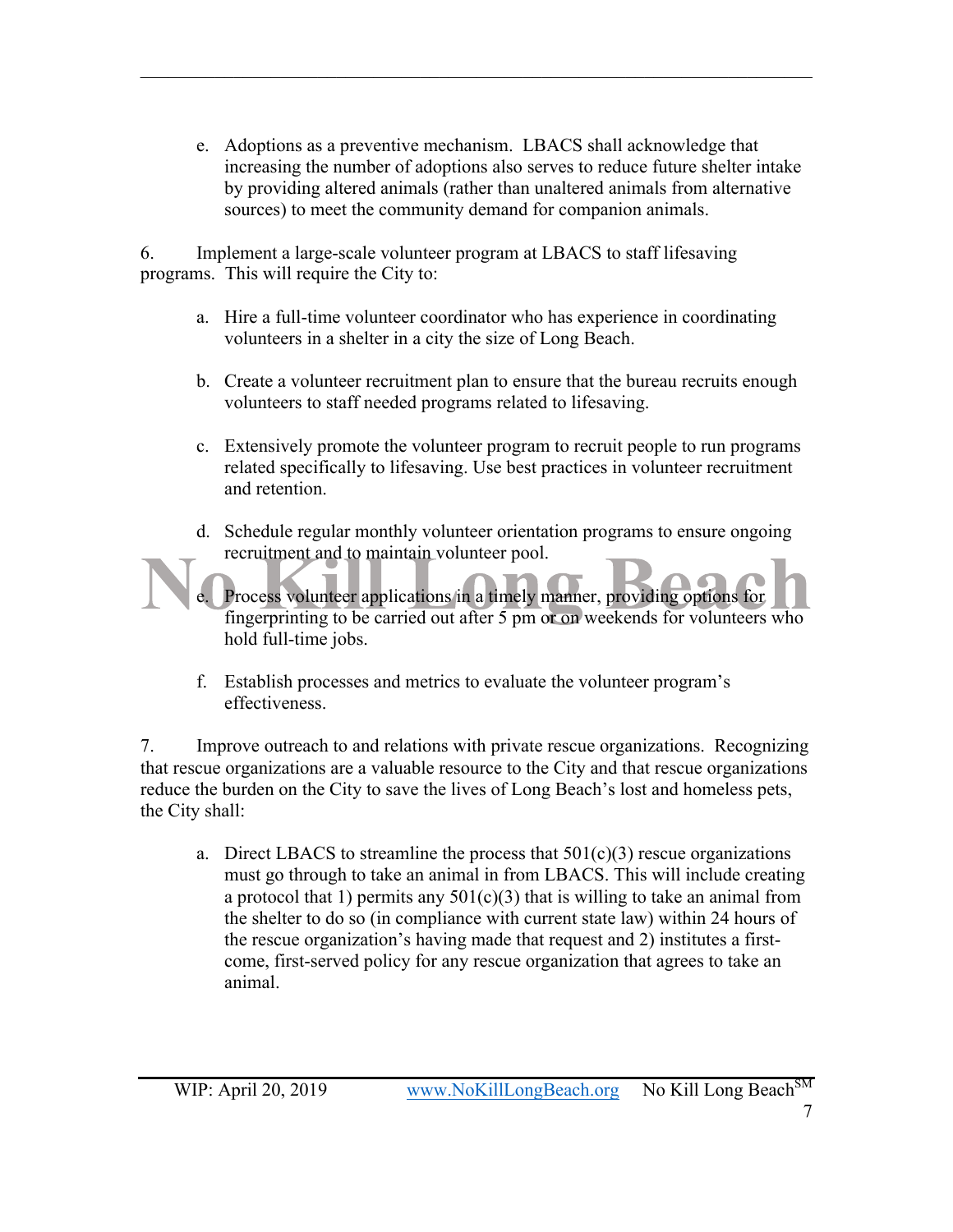e. Adoptions as a preventive mechanism. LBACS shall acknowledge that increasing the number of adoptions also serves to reduce future shelter intake by providing altered animals (rather than unaltered animals from alternative sources) to meet the community demand for companion animals.

6. Implement a large-scale volunteer program at LBACS to staff lifesaving programs. This will require the City to:

a. Hire a full-time volunteer coordinator who has experience in coordinating volunteers in a shelter in a city the size of Long Beach.

b. Create a volunteer recruitment plan to ensure that the bureau recruits enough volunteers to staff needed programs related to lifesaving.

c. Extensively promote the volunteer program to recruit people to run programs related specifically to lifesaving. Use best practices in volunteer recruitment and retention.

d. Schedule regular monthly volunteer orientation programs to ensure ongoing recruitment and to maintain volunteer pool.

e. Process volunteer applications in a timely manner, providing options for fingerprinting to be carried out after 5 pm or on weekends for volunteers who hold full-time jobs.

f. Establish processes and metrics to evaluate the volunteer program's effectiveness.

7. Improve outreach to and relations with private rescue organizations. Recognizing that rescue organizations are a valuable resource to the City and that rescue organizations reduce the burden on the City to save the lives of Long Beach's lost and homeless pets, the City shall:

a. Direct LBACS to streamline the process that 501(c)(3) rescue organizations must go through to take an animal in from LBACS. This will include creating a protocol that 1) permits any 501(c)(3) that is willing to take an animal from the shelter to do so (in compliance with current state law) within 24 hours of the rescue organization's having made that request and 2) institutes a first-come, first-served policy for any rescue organization that agrees to take an animal.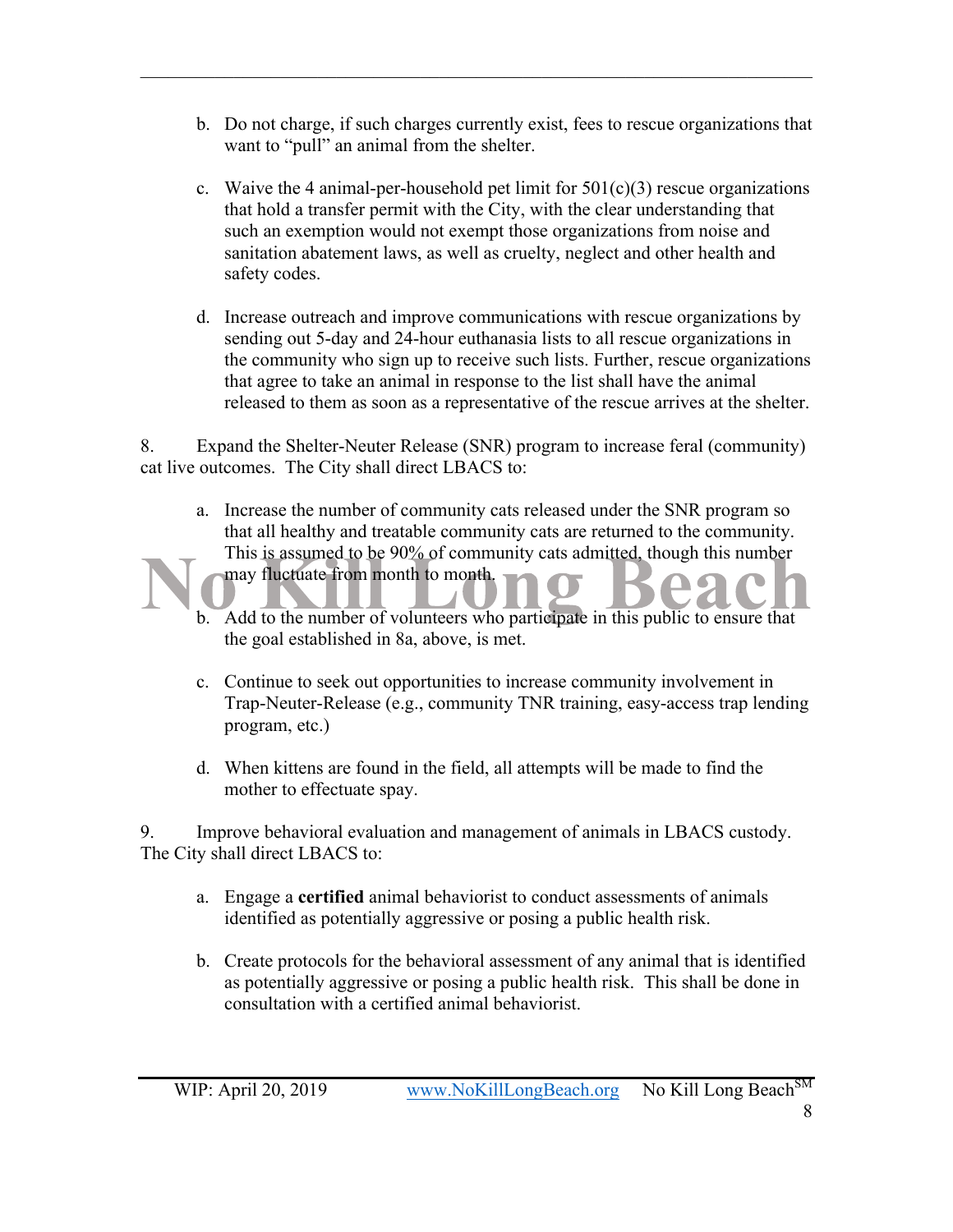b. Do not charge, if such charges currently exist, fees to rescue organizations that want to "pull" an animal from the shelter.

c. Waive the 4 animal-per-household pet limit for 501(c)(3) rescue organizations that hold a transfer permit with the City, with the clear understanding that such an exemption would not exempt those organizations from noise and sanitation abatement laws, as well as cruelty, neglect and other health and safety codes.

d. Increase outreach and improve communications with rescue organizations by sending out 5-day and 24-hour euthanasia lists to all rescue organizations in the community who sign up to receive such lists. Further, rescue organizations that agree to take an animal in response to the list shall have the animal released to them as soon as a representative of the rescue arrives at the shelter.

8. Expand the Shelter-Neuter Release (SNR) program to increase feral (community) cat live outcomes. The City shall direct LBACS to:

a. Increase the number of community cats released under the SNR program so that all healthy and treatable community cats are returned to the community. This is assumed to be 90% of community cats admitted, though this number may fluctuate from month to month.

b. Add to the number of volunteers who participate in this public to ensure that the goal established in 8a, above, is met.

c. Continue to seek out opportunities to increase community involvement in Trap-Neuter-Release (e.g., community TNR training, easy-access trap lending program, etc.)

d. When kittens are found in the field, all attempts will be made to find the mother to effectuate spay.

9. Improve behavioral evaluation and management of animals in LBACS custody. The City shall direct LBACS to:

a. Engage a **certified** animal behaviorist to conduct assessments of animals identified as potentially aggressive or posing a public health risk.

b. Create protocols for the behavioral assessment of any animal that is identified as potentially aggressive or posing a public health risk. This shall be done in consultation with a certified animal behaviorist.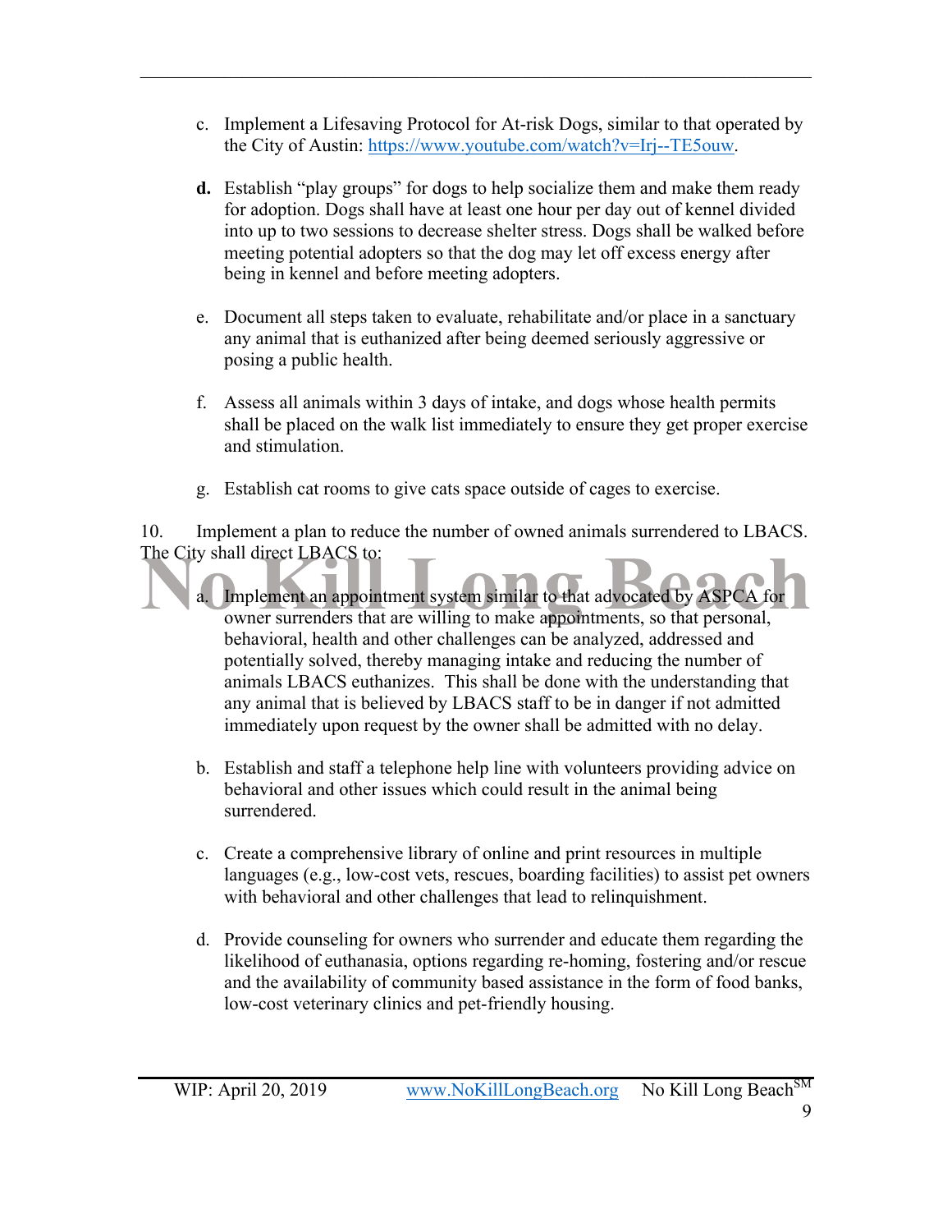c. Implement a Lifesaving Protocol for At-risk Dogs, similar to that operated by the City of Austin: https://www.youtube.com/watch?v=Irj--TE5ouw.

**d.** Establish "play groups" for dogs to help socialize them and make them ready for adoption. Dogs shall have at least one hour per day out of kennel divided into up to two sessions to decrease shelter stress. Dogs shall be walked before meeting potential adopters so that the dog may let off excess energy after being in kennel and before meeting adopters.

e. Document all steps taken to evaluate, rehabilitate and/or place in a sanctuary any animal that is euthanized after being deemed seriously aggressive or posing a public health.

f. Assess all animals within 3 days of intake, and dogs whose health permits shall be placed on the walk list immediately to ensure they get proper exercise and stimulation.

g. Establish cat rooms to give cats space outside of cages to exercise.

10. Implement a plan to reduce the number of owned animals surrendered to LBACS. The City shall direct LBACS to:

a. Implement an appointment system similar to that advocated by ASPCA for owner surrenders that are willing to make appointments, so that personal, behavioral, health and other challenges can be analyzed, addressed and potentially solved, thereby managing intake and reducing the number of animals LBACS euthanizes. This shall be done with the understanding that any animal that is believed by LBACS staff to be in danger if not admitted immediately upon request by the owner shall be admitted with no delay.

b. Establish and staff a telephone help line with volunteers providing advice on behavioral and other issues which could result in the animal being surrendered.

c. Create a comprehensive library of online and print resources in multiple languages (e.g., low-cost vets, rescues, boarding facilities) to assist pet owners with behavioral and other challenges that lead to relinquishment.

d. Provide counseling for owners who surrender and educate them regarding the likelihood of euthanasia, options regarding re-homing, fostering and/or rescue and the availability of community based assistance in the form of food banks, low-cost veterinary clinics and pet-friendly housing.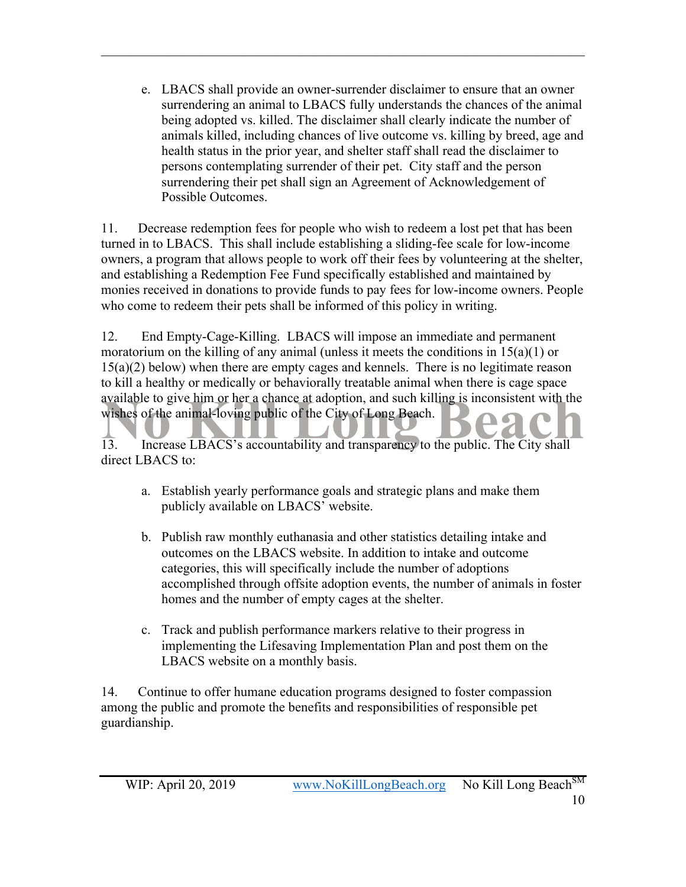e. LBACS shall provide an owner-surrender disclaimer to ensure that an owner surrendering an animal to LBACS fully understands the chances of the animal being adopted vs. killed. The disclaimer shall clearly indicate the number of animals killed, including chances of live outcome vs. killing by breed, age and health status in the prior year, and shelter staff shall read the disclaimer to persons contemplating surrender of their pet. City staff and the person surrendering their pet shall sign an Agreement of Acknowledgement of Possible Outcomes.

11. Decrease redemption fees for people who wish to redeem a lost pet that has been turned in to LBACS. This shall include establishing a sliding-fee scale for low-income owners, a program that allows people to work off their fees by volunteering at the shelter, and establishing a Redemption Fee Fund specifically established and maintained by monies received in donations to provide funds to pay fees for low-income owners. People who come to redeem their pets shall be informed of this policy in writing.

12. End Empty-Cage-Killing. LBACS will impose an immediate and permanent moratorium on the killing of any animal (unless it meets the conditions in 15(a)(1) or 15(a)(2) below) when there are empty cages and kennels. There is no legitimate reason to kill a healthy or medically or behaviorally treatable animal when there is cage space available to give him or her a chance at adoption, and such killing is inconsistent with the wishes of the animal-loving public of the City of Long Beach.

13. Increase LBACS's accountability and transparency to the public. The City shall direct LBACS to:

a. Establish yearly performance goals and strategic plans and make them publicly available on LBACS' website.

b. Publish raw monthly euthanasia and other statistics detailing intake and outcomes on the LBACS website. In addition to intake and outcome categories, this will specifically include the number of adoptions accomplished through offsite adoption events, the number of animals in foster homes and the number of empty cages at the shelter.

c. Track and publish performance markers relative to their progress in implementing the Lifesaving Implementation Plan and post them on the LBACS website on a monthly basis.

14. Continue to offer humane education programs designed to foster compassion among the public and promote the benefits and responsibilities of responsible pet guardianship.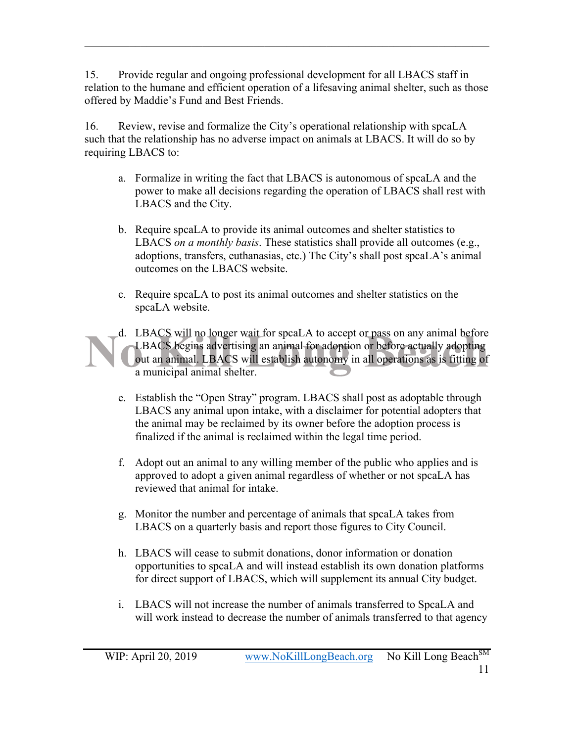15. Provide regular and ongoing professional development for all LBACS staff in relation to the humane and efficient operation of a lifesaving animal shelter, such as those offered by Maddie's Fund and Best Friends.

16. Review, revise and formalize the City's operational relationship with spcaLA such that the relationship has no adverse impact on animals at LBACS. It will do so by requiring LBACS to:

a. Formalize in writing the fact that LBACS is autonomous of spcaLA and the power to make all decisions regarding the operation of LBACS shall rest with LBACS and the City.

b. Require spcaLA to provide its animal outcomes and shelter statistics to LBACS *on a monthly basis*. These statistics shall provide all outcomes (e.g., adoptions, transfers, euthanasias, etc.) The City's shall post spcaLA's animal outcomes on the LBACS website.

c. Require spcaLA to post its animal outcomes and shelter statistics on the spcaLA website.

d. LBACS will no longer wait for spcaLA to accept or pass on any animal before LBACS begins advertising an animal for adoption or before actually adopting out an animal. LBACS will establish autonomy in all operations as is fitting of a municipal animal shelter.

e. Establish the "Open Stray" program. LBACS shall post as adoptable through LBACS any animal upon intake, with a disclaimer for potential adopters that the animal may be reclaimed by its owner before the adoption process is finalized if the animal is reclaimed within the legal time period.

f. Adopt out an animal to any willing member of the public who applies and is approved to adopt a given animal regardless of whether or not spcaLA has reviewed that animal for intake.

g. Monitor the number and percentage of animals that spcaLA takes from LBACS on a quarterly basis and report those figures to City Council.

h. LBACS will cease to submit donations, donor information or donation opportunities to spcaLA and will instead establish its own donation platforms for direct support of LBACS, which will supplement its annual City budget.

i. LBACS will not increase the number of animals transferred to SpcaLA and will work instead to decrease the number of animals transferred to that agency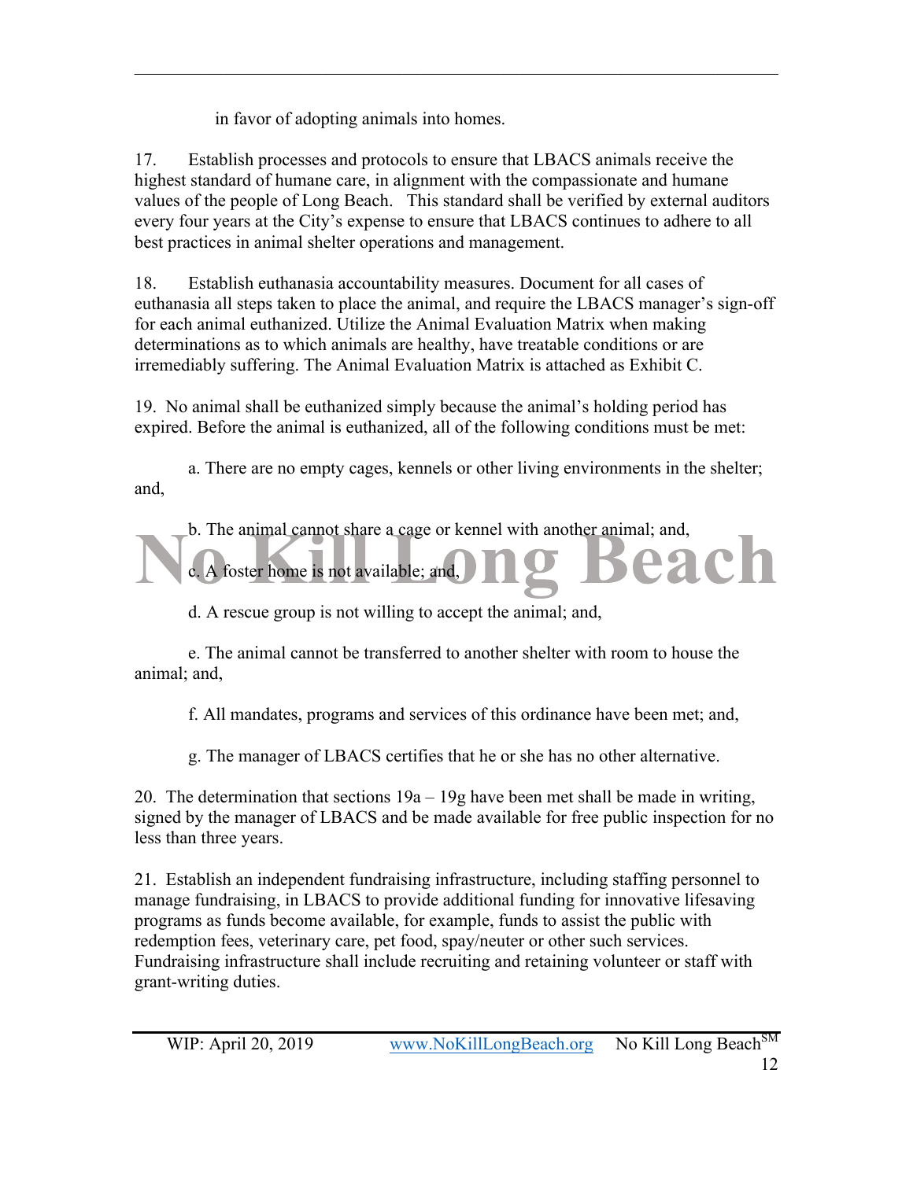in favor of adopting animals into homes.

17. Establish processes and protocols to ensure that LBACS animals receive the highest standard of humane care, in alignment with the compassionate and humane values of the people of Long Beach. This standard shall be verified by external auditors every four years at the City's expense to ensure that LBACS continues to adhere to all best practices in animal shelter operations and management.

18. Establish euthanasia accountability measures. Document for all cases of euthanasia all steps taken to place the animal, and require the LBACS manager's sign-off for each animal euthanized. Utilize the Animal Evaluation Matrix when making determinations as to which animals are healthy, have treatable conditions or are irremediably suffering. The Animal Evaluation Matrix is attached as Exhibit C.

19. No animal shall be euthanized simply because the animal's holding period has expired. Before the animal is euthanized, all of the following conditions must be met:

a. There are no empty cages, kennels or other living environments in the shelter; and,

b. The animal cannot share a cage or kennel with another animal; and,

c. A foster home is not available; and,

d. A rescue group is not willing to accept the animal; and,

e. The animal cannot be transferred to another shelter with room to house the animal; and,

f. All mandates, programs and services of this ordinance have been met; and,

g. The manager of LBACS certifies that he or she has no other alternative.

20. The determination that sections 19a – 19g have been met shall be made in writing, signed by the manager of LBACS and be made available for free public inspection for no less than three years.

21. Establish an independent fundraising infrastructure, including staffing personnel to manage fundraising, in LBACS to provide additional funding for innovative lifesaving programs as funds become available, for example, funds to assist the public with redemption fees, veterinary care, pet food, spay/neuter or other such services. Fundraising infrastructure shall include recruiting and retaining volunteer or staff with grant-writing duties.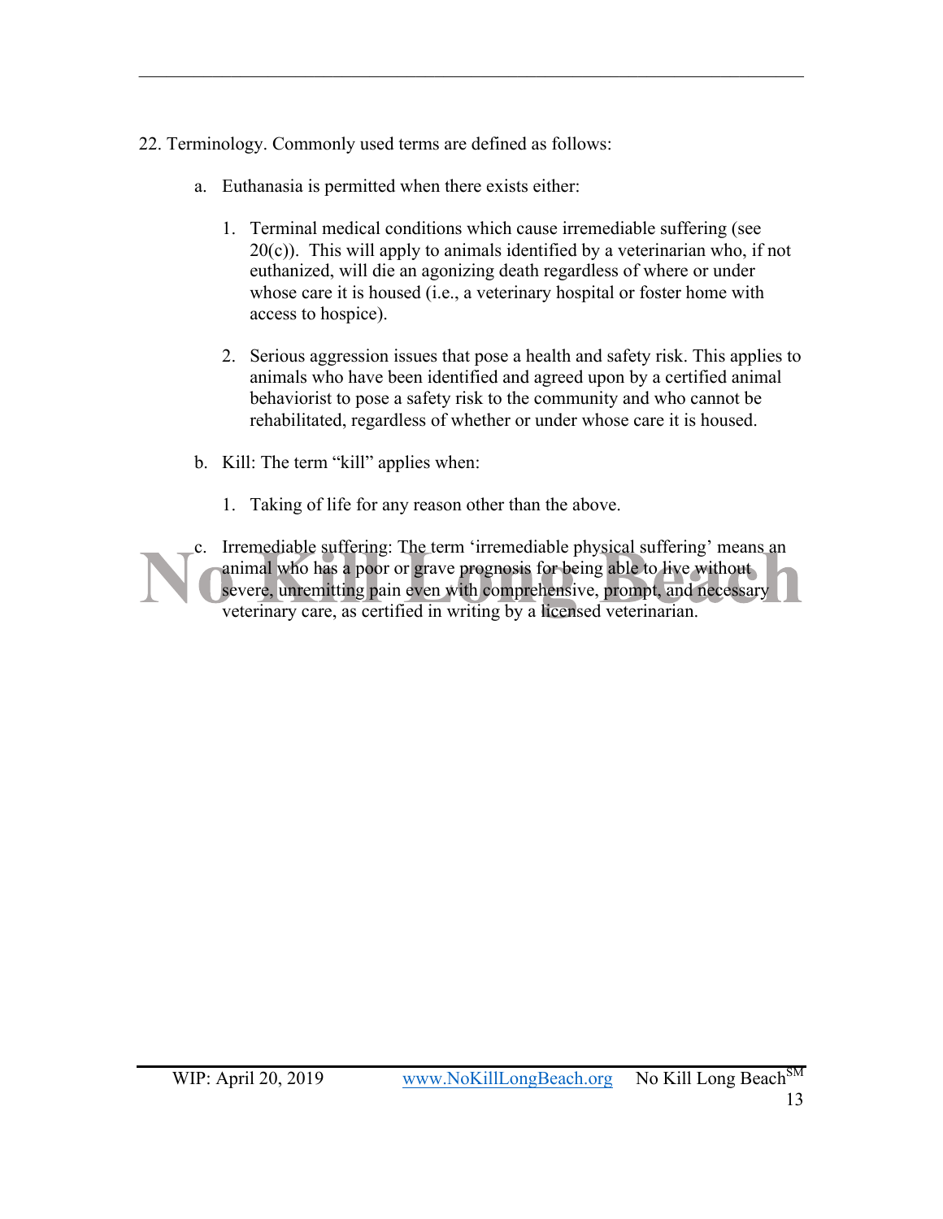22. Terminology. Commonly used terms are defined as follows:

    a. Euthanasia is permitted when there exists either:

        1. Terminal medical conditions which cause irremediable suffering (see 20(c)). This will apply to animals identified by a veterinarian who, if not euthanized, will die an agonizing death regardless of where or under whose care it is housed (i.e., a veterinary hospital or foster home with access to hospice).

        2. Serious aggression issues that pose a health and safety risk. This applies to animals who have been identified and agreed upon by a certified animal behaviorist to pose a safety risk to the community and who cannot be rehabilitated, regardless of whether or under whose care it is housed.

    b. Kill: The term "kill" applies when:

        1. Taking of life for any reason other than the above.

    c. Irremediable suffering: The term 'irremediable physical suffering' means an animal who has a poor or grave prognosis for being able to live without severe, unremitting pain even with comprehensive, prompt, and necessary veterinary care, as certified in writing by a licensed veterinarian.